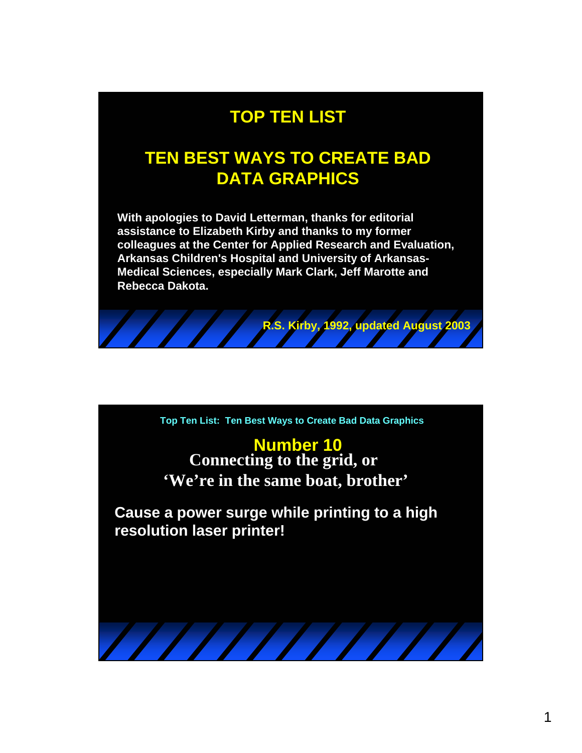# TOP TEN LIST

## TEN BEST WAYS TO CREATE BAD DATA GRAPHICS

**With apologies to David Letterman, thanks for editorial assistance to Elizabeth Kirby and thanks to my former colleagues at the Center for Applied Research and Evaluation, Arkansas Children's Hospital and University of Arkansas-Medical Sciences, especially Mark Clark, Jeff Marotte and Rebecca Dakota.**

**R.S. Kirby, 1992, updated August 2003**

---

**Top Ten List: Ten Best Ways to Create Bad Data Graphics**

## Number 10

### Connecting to the grid, or 'We're in the same boat, brother'

**Cause a power surge while printing to a high resolution laser printer!**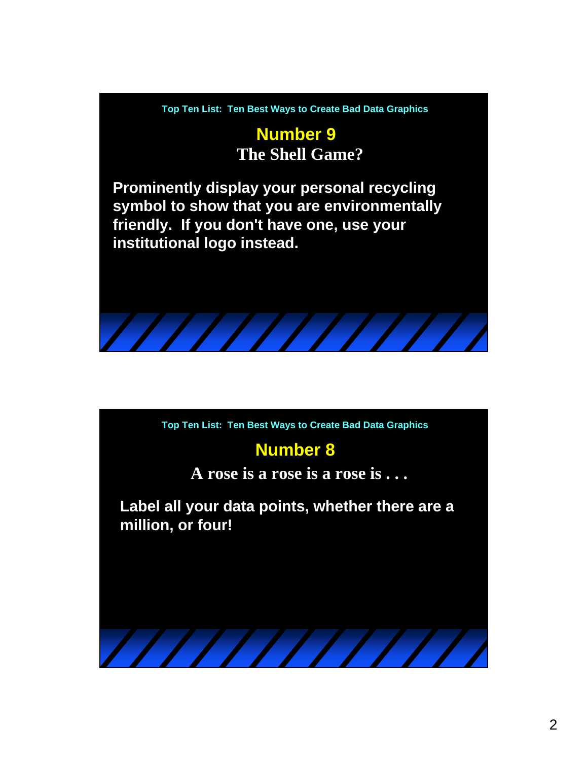Top Ten List: Ten Best Ways to Create Bad Data Graphics

## Number 9
### The Shell Game?

**Prominently display your personal recycling symbol to show that you are environmentally friendly. If you don't have one, use your institutional logo instead.**

Top Ten List: Ten Best Ways to Create Bad Data Graphics

## Number 8
### A rose is a rose is a rose is . . .

**Label all your data points, whether there are a million, or four!**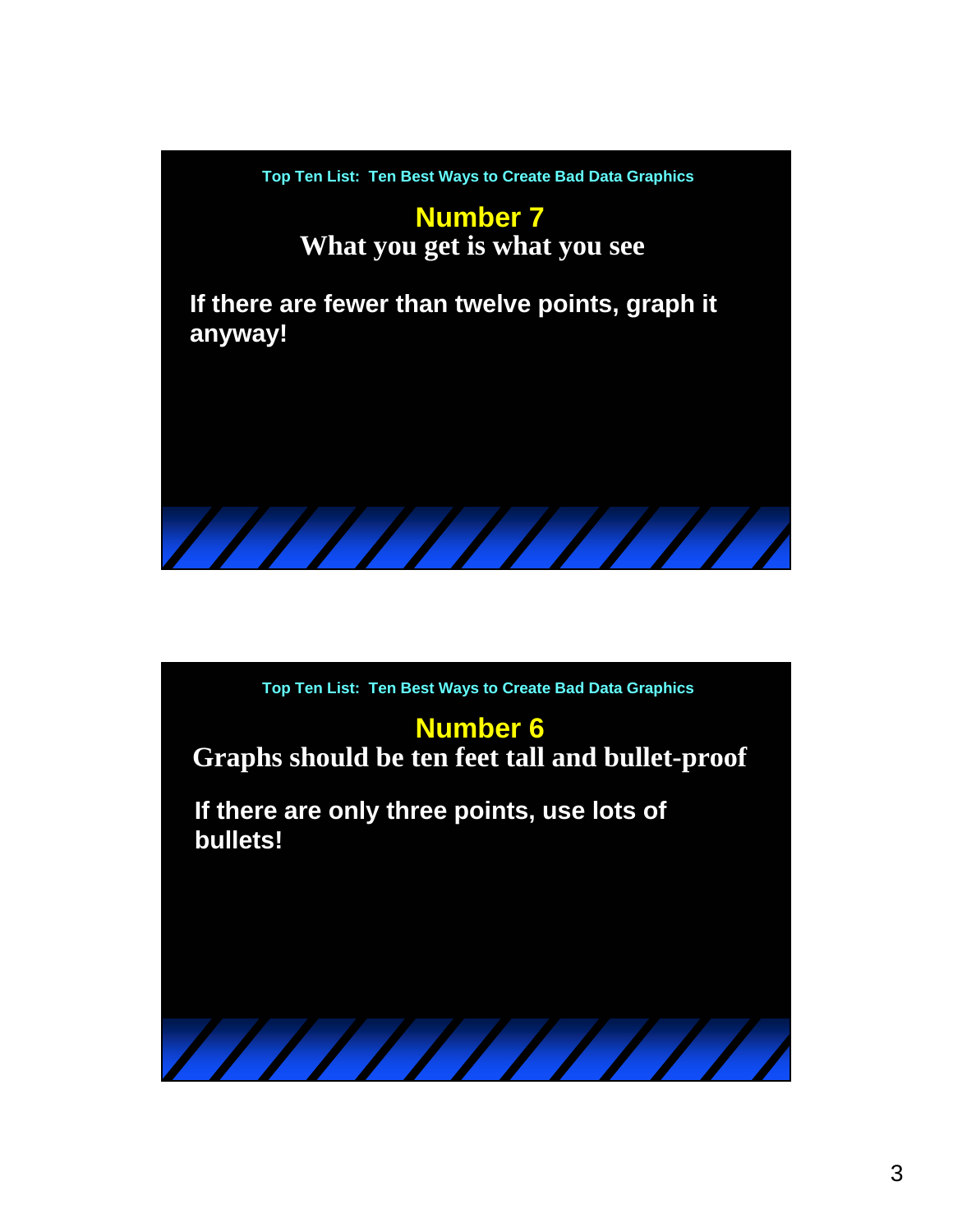Top Ten List: Ten Best Ways to Create Bad Data Graphics

## Number 7

### What you get is what you see

If there are fewer than twelve points, graph it anyway!

Top Ten List: Ten Best Ways to Create Bad Data Graphics

## Number 6

### Graphs should be ten feet tall and bullet-proof

If there are only three points, use lots of bullets!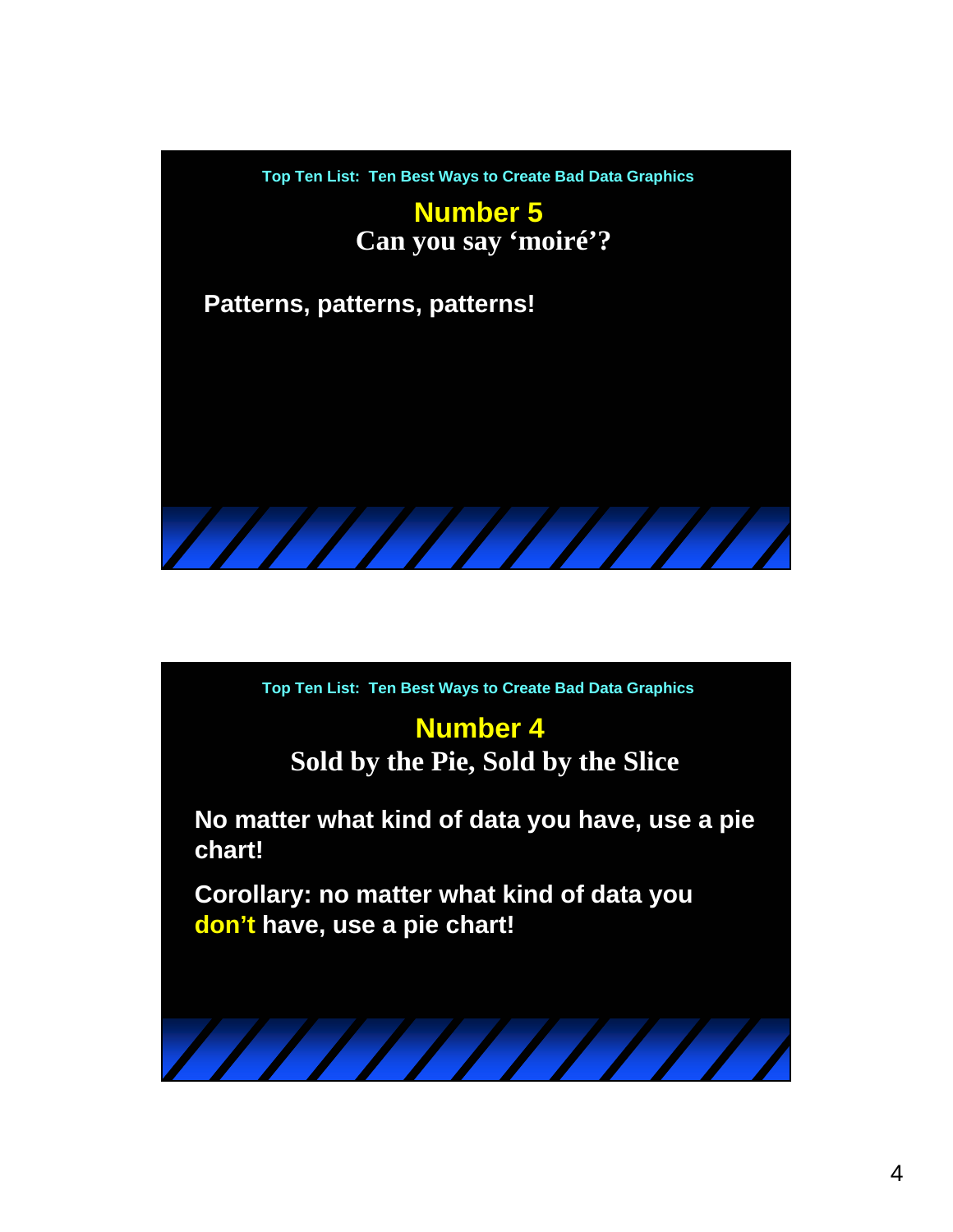Top Ten List: Ten Best Ways to Create Bad Data Graphics

## Number 5
### Can you say ‘moiré’?

**Patterns, patterns, patterns!**

---

Top Ten List: Ten Best Ways to Create Bad Data Graphics

## Number 4
### Sold by the Pie, Sold by the Slice

**No matter what kind of data you have, use a pie chart!**

**Corollary: no matter what kind of data you don’t have, use a pie chart!**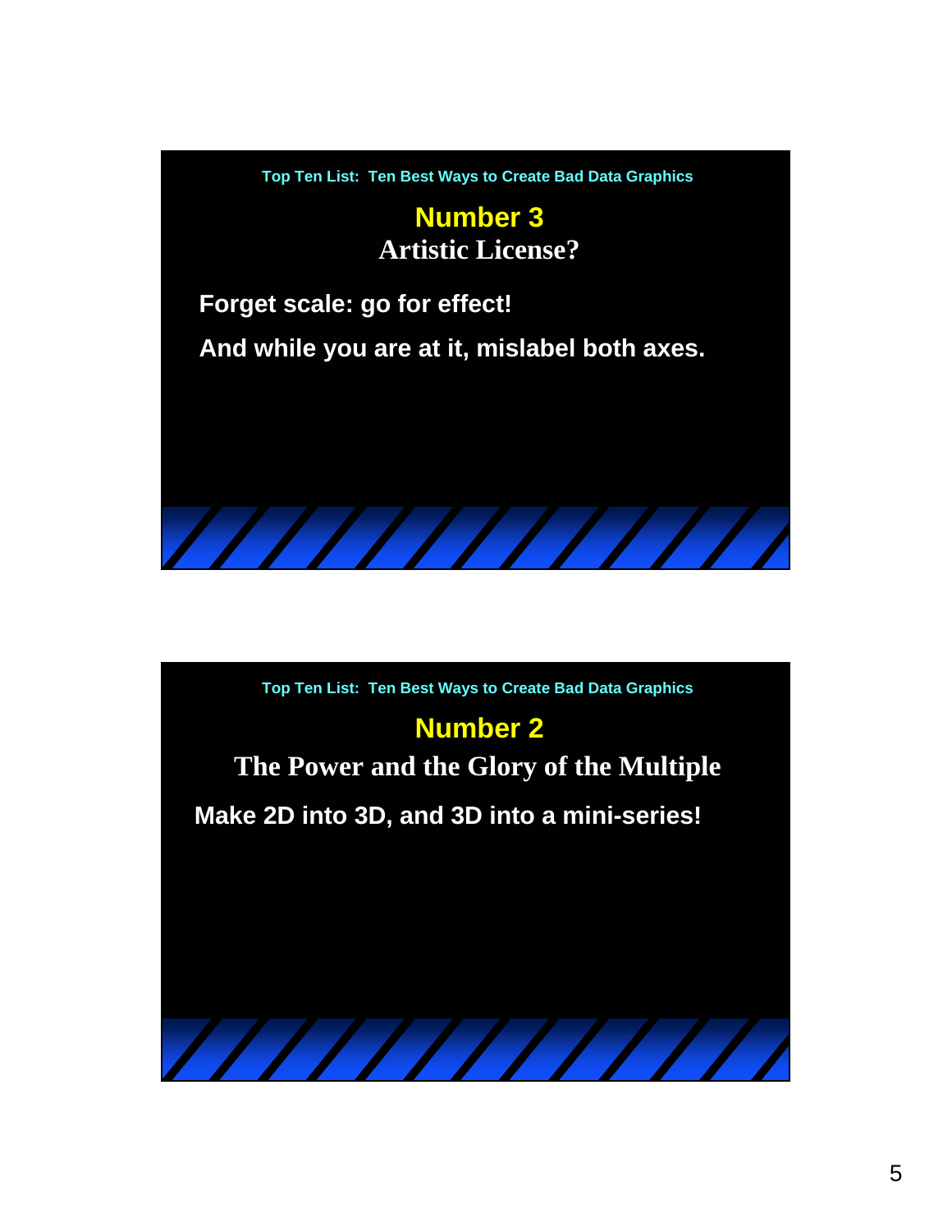Top Ten List: Ten Best Ways to Create Bad Data Graphics

## Number 3

### Artistic License?

**Forget scale: go for effect!**

**And while you are at it, mislabel both axes.**

Top Ten List: Ten Best Ways to Create Bad Data Graphics

## Number 2

### The Power and the Glory of the Multiple

**Make 2D into 3D, and 3D into a mini-series!**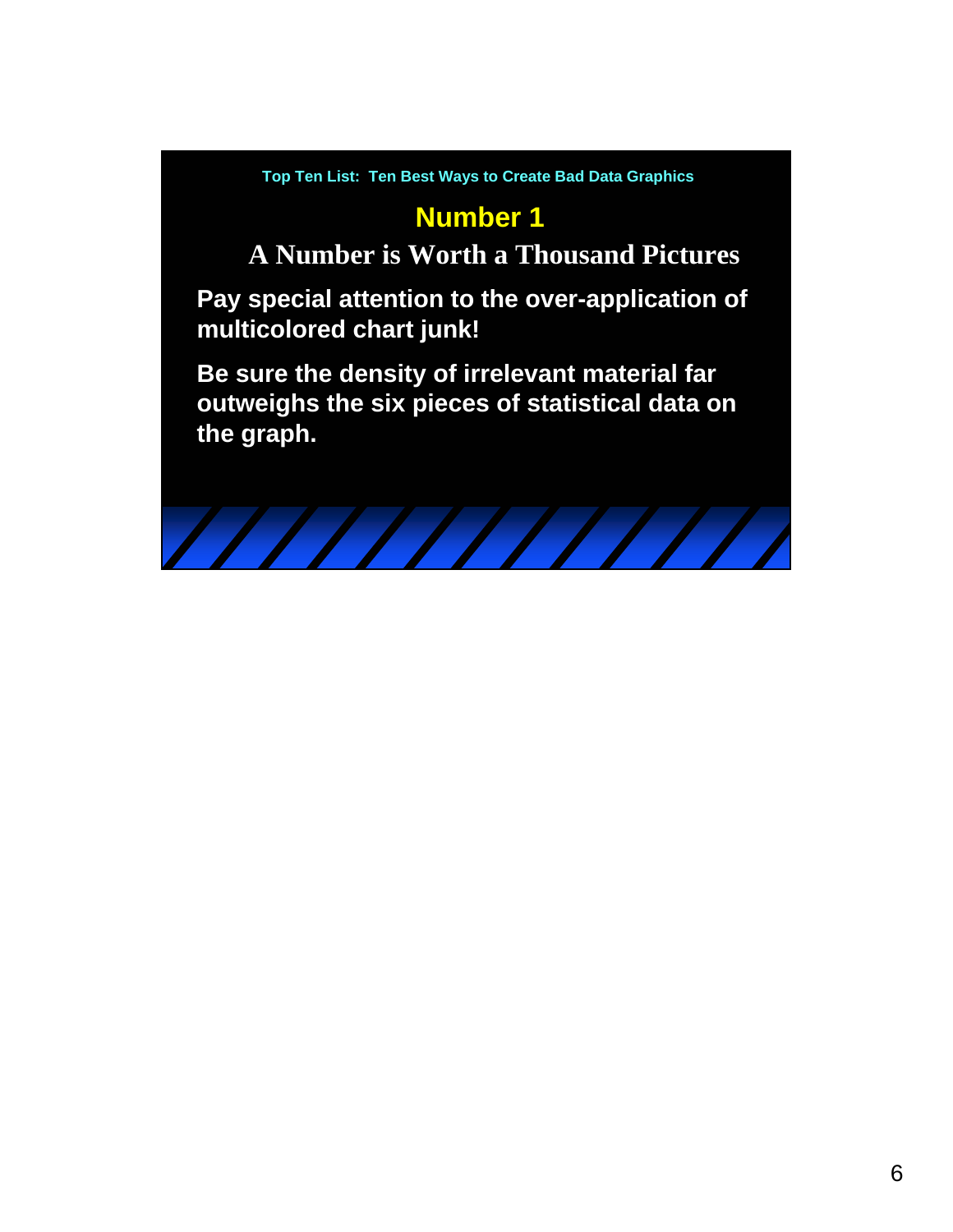Top Ten List: Ten Best Ways to Create Bad Data Graphics

## Number 1

### A Number is Worth a Thousand Pictures

**Pay special attention to the over-application of multicolored chart junk!**

**Be sure the density of irrelevant material far outweighs the six pieces of statistical data on the graph.**